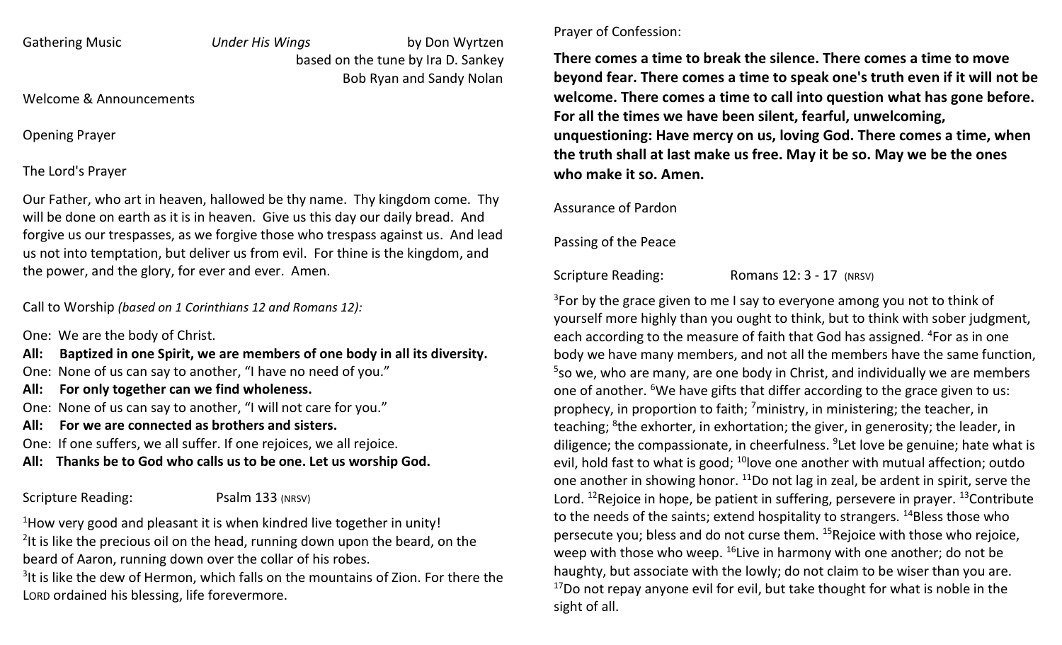Gathering Music *Under His Wings* by Don Wyrtzen
based on the tune by Ira D. Sankey
Bob Ryan and Sandy Nolan

Welcome & Announcements

Opening Prayer

The Lord's Prayer

Our Father, who art in heaven, hallowed be thy name. Thy kingdom come. Thy will be done on earth as it is in heaven. Give us this day our daily bread. And forgive us our trespasses, as we forgive those who trespass against us. And lead us not into temptation, but deliver us from evil. For thine is the kingdom, and the power, and the glory, for ever and ever. Amen.

Call to Worship *(based on 1 Corinthians 12 and Romans 12):*

One: We are the body of Christ.
**All: Baptized in one Spirit, we are members of one body in all its diversity.**
One: None of us can say to another, "I have no need of you."
**All: For only together can we find wholeness.**
One: None of us can say to another, "I will not care for you."
**All: For we are connected as brothers and sisters.**
One: If one suffers, we all suffer. If one rejoices, we all rejoice.
**All: Thanks be to God who calls us to be one. Let us worship God.**

Scripture Reading: Psalm 133 (NRSV)

[1]How very good and pleasant it is when kindred live together in unity!
[2]It is like the precious oil on the head, running down upon the beard, on the beard of Aaron, running down over the collar of his robes.
[3]It is like the dew of Hermon, which falls on the mountains of Zion. For there the LORD ordained his blessing, life forevermore.

Prayer of Confession:

**There comes a time to break the silence. There comes a time to move beyond fear. There comes a time to speak one's truth even if it will not be welcome. There comes a time to call into question what has gone before. For all the times we have been silent, fearful, unwelcoming, unquestioning: Have mercy on us, loving God. There comes a time, when the truth shall at last make us free. May it be so. May we be the ones who make it so. Amen.**

Assurance of Pardon

Passing of the Peace

Scripture Reading: Romans 12: 3 - 17 (NRSV)

[3]For by the grace given to me I say to everyone among you not to think of yourself more highly than you ought to think, but to think with sober judgment, each according to the measure of faith that God has assigned. [4]For as in one body we have many members, and not all the members have the same function, [5]so we, who are many, are one body in Christ, and individually we are members one of another. [6]We have gifts that differ according to the grace given to us: prophecy, in proportion to faith; [7]ministry, in ministering; the teacher, in teaching; [8]the exhorter, in exhortation; the giver, in generosity; the leader, in diligence; the compassionate, in cheerfulness. [9]Let love be genuine; hate what is evil, hold fast to what is good; [10]love one another with mutual affection; outdo one another in showing honor. [11]Do not lag in zeal, be ardent in spirit, serve the Lord. [12]Rejoice in hope, be patient in suffering, persevere in prayer. [13]Contribute to the needs of the saints; extend hospitality to strangers. [14]Bless those who persecute you; bless and do not curse them. [15]Rejoice with those who rejoice, weep with those who weep. [16]Live in harmony with one another; do not be haughty, but associate with the lowly; do not claim to be wiser than you are. [17]Do not repay anyone evil for evil, but take thought for what is noble in the sight of all.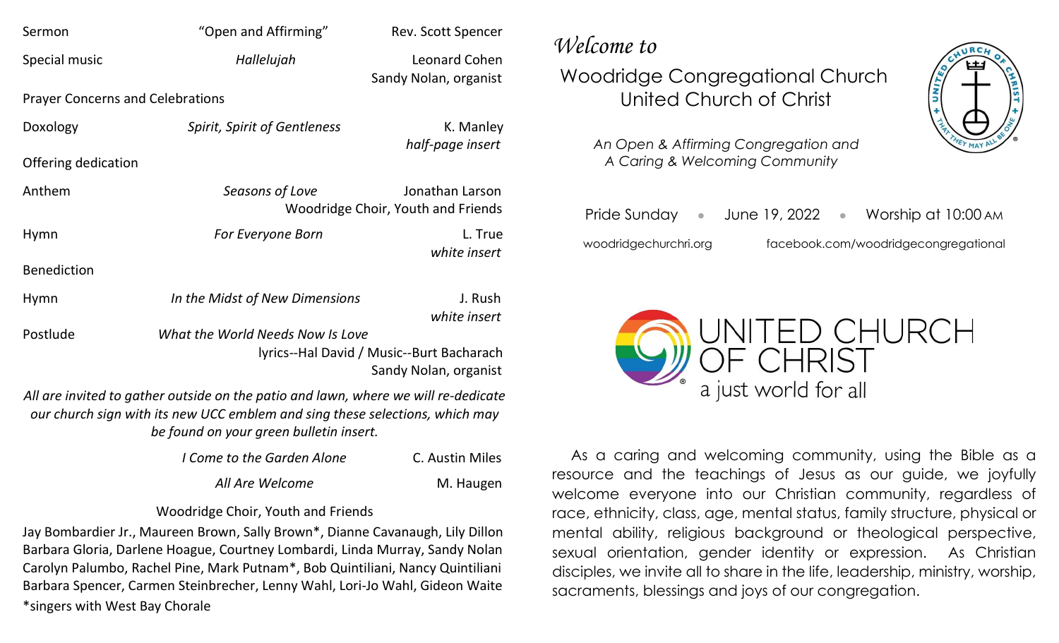| | | |
|---|---|---|
| Sermon | "Open and Affirming" | Rev. Scott Spencer |
| Special music | *Hallelujah* | Leonard Cohen<br>Sandy Nolan, organist |
| Prayer Concerns and Celebrations | | |
| Doxology | *Spirit, Spirit of Gentleness* | K. Manley<br>*half-page insert* |
| Offering dedication | | |
| Anthem | *Seasons of Love* | Jonathan Larson<br>Woodridge Choir, Youth and Friends |
| Hymn | *For Everyone Born* | L. True<br>*white insert* |
| Benediction | | |
| Hymn | *In the Midst of New Dimensions* | J. Rush<br>*white insert* |
| Postlude | *What the World Needs Now Is Love* | lyrics--Hal David / Music--Burt Bacharach<br>Sandy Nolan, organist |

*All are invited to gather outside on the patio and lawn, where we will re-dedicate our church sign with its new UCC emblem and sing these selections, which may be found on your green bulletin insert.*

| | |
|---|---|
| *I Come to the Garden Alone* | C. Austin Miles |
| *All Are Welcome* | M. Haugen |

Woodridge Choir, Youth and Friends

Jay Bombardier Jr., Maureen Brown, Sally Brown*, Dianne Cavanaugh, Lily Dillon Barbara Gloria, Darlene Hoague, Courtney Lombardi, Linda Murray, Sandy Nolan Carolyn Palumbo, Rachel Pine, Mark Putnam*, Bob Quintiliani, Nancy Quintiliani Barbara Spencer, Carmen Steinbrecher, Lenny Wahl, Lori-Jo Wahl, Gideon Waite

*singers with West Bay Chorale

*Welcome to*

# Woodridge Congregational Church United Church of Christ

*An Open & Affirming Congregation and A Caring & Welcoming Community*

Pride Sunday • June 19, 2022 • Worship at 10:00 AM

woodridgechurchri.org    facebook.com/woodridgecongregational

UNITED CHURCH OF CHRIST
a just world for all

As a caring and welcoming community, using the Bible as a resource and the teachings of Jesus as our guide, we joyfully welcome everyone into our Christian community, regardless of race, ethnicity, class, age, mental status, family structure, physical or mental ability, religious background or theological perspective, sexual orientation, gender identity or expression. As Christian disciples, we invite all to share in the life, leadership, ministry, worship, sacraments, blessings and joys of our congregation.